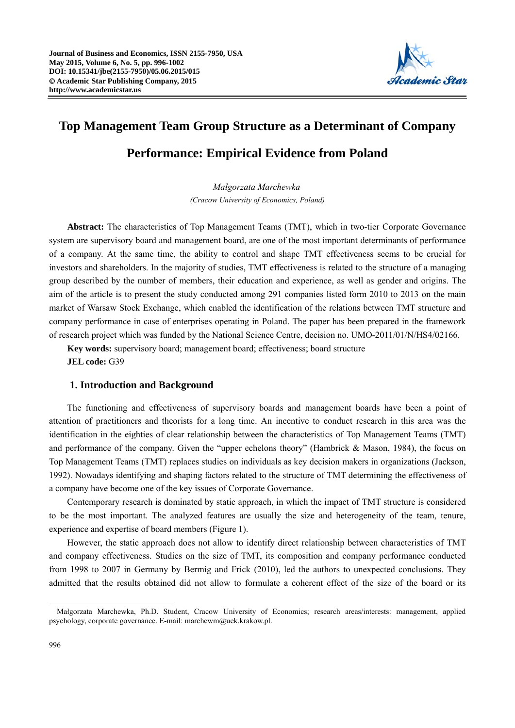# Top Management Team Group Structure as a Determinant of Company Performance: Empirical Evidence from Poland

*Małgorzata Marchewka*

*(Cracow University of Economics, Poland)*

**Abstract:** The characteristics of Top Management Teams (TMT), which in two-tier Corporate Governance system are supervisory board and management board, are one of the most important determinants of performance of a company. At the same time, the ability to control and shape TMT effectiveness seems to be crucial for investors and shareholders. In the majority of studies, TMT effectiveness is related to the structure of a managing group described by the number of members, their education and experience, as well as gender and origins. The aim of the article is to present the study conducted among 291 companies listed form 2010 to 2013 on the main market of Warsaw Stock Exchange, which enabled the identification of the relations between TMT structure and company performance in case of enterprises operating in Poland. The paper has been prepared in the framework of research project which was funded by the National Science Centre, decision no. UMO-2011/01/N/HS4/02166.

**Key words:** supervisory board; management board; effectiveness; board structure

**JEL code:** G39

## 1. Introduction and Background

The functioning and effectiveness of supervisory boards and management boards have been a point of attention of practitioners and theorists for a long time. An incentive to conduct research in this area was the identification in the eighties of clear relationship between the characteristics of Top Management Teams (TMT) and performance of the company. Given the "upper echelons theory" (Hambrick & Mason, 1984), the focus on Top Management Teams (TMT) replaces studies on individuals as key decision makers in organizations (Jackson, 1992). Nowadays identifying and shaping factors related to the structure of TMT determining the effectiveness of a company have become one of the key issues of Corporate Governance.

Contemporary research is dominated by static approach, in which the impact of TMT structure is considered to be the most important. The analyzed features are usually the size and heterogeneity of the team, tenure, experience and expertise of board members (Figure 1).

However, the static approach does not allow to identify direct relationship between characteristics of TMT and company effectiveness. Studies on the size of TMT, its composition and company performance conducted from 1998 to 2007 in Germany by Bermig and Frick (2010), led the authors to unexpected conclusions. They admitted that the results obtained did not allow to formulate a coherent effect of the size of the board or its

---

Małgorzata Marchewka, Ph.D. Student, Cracow University of Economics; research areas/interests: management, applied psychology, corporate governance. E-mail: marchewm@uek.krakow.pl.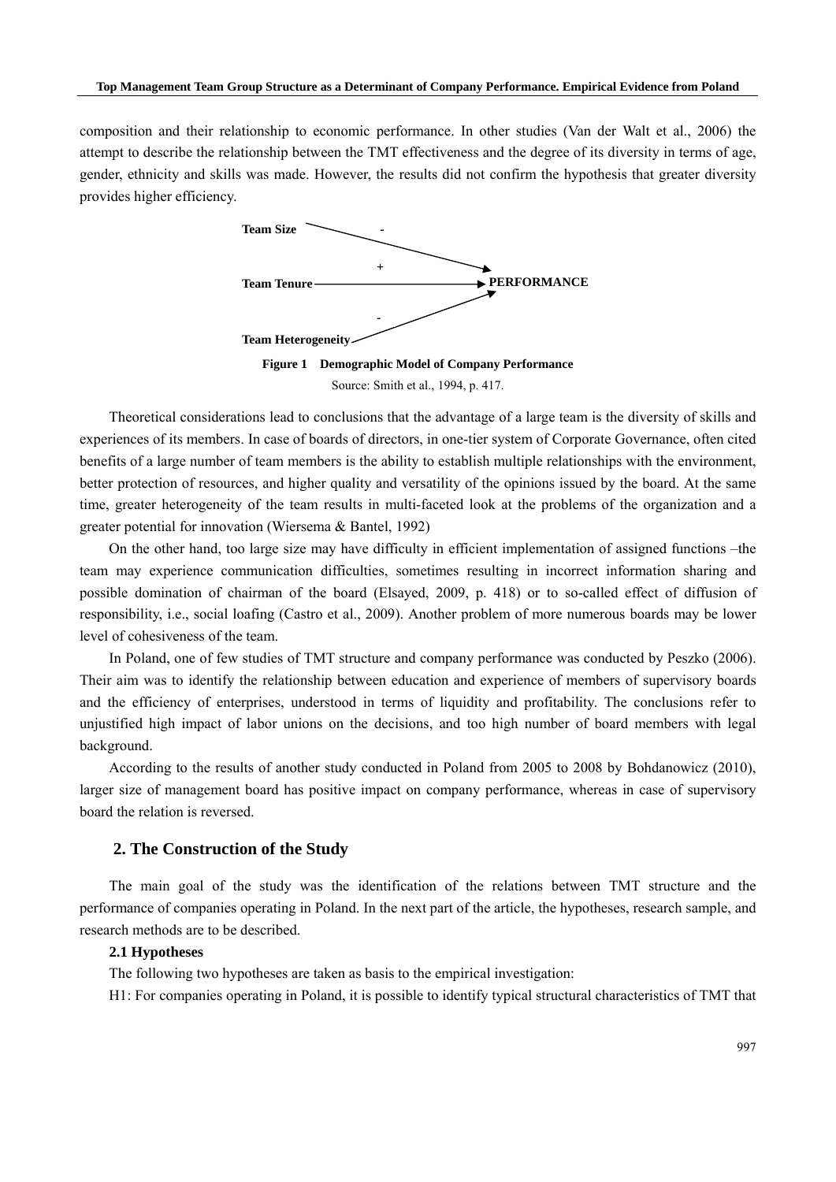composition and their relationship to economic performance. In other studies (Van der Walt et al., 2006) the attempt to describe the relationship between the TMT effectiveness and the degree of its diversity in terms of age, gender, ethnicity and skills was made. However, the results did not confirm the hypothesis that greater diversity provides higher efficiency.

**Team Size** — (-) → **PERFORMANCE**

**Team Tenure** — (+) → **PERFORMANCE**

**Team Heterogeneity** — (-) → **PERFORMANCE**

**Figure 1 Demographic Model of Company Performance**

Source: Smith et al., 1994, p. 417.

Theoretical considerations lead to conclusions that the advantage of a large team is the diversity of skills and experiences of its members. In case of boards of directors, in one-tier system of Corporate Governance, often cited benefits of a large number of team members is the ability to establish multiple relationships with the environment, better protection of resources, and higher quality and versatility of the opinions issued by the board. At the same time, greater heterogeneity of the team results in multi-faceted look at the problems of the organization and a greater potential for innovation (Wiersema & Bantel, 1992)

On the other hand, too large size may have difficulty in efficient implementation of assigned functions –the team may experience communication difficulties, sometimes resulting in incorrect information sharing and possible domination of chairman of the board (Elsayed, 2009, p. 418) or to so-called effect of diffusion of responsibility, i.e., social loafing (Castro et al., 2009). Another problem of more numerous boards may be lower level of cohesiveness of the team.

In Poland, one of few studies of TMT structure and company performance was conducted by Peszko (2006). Their aim was to identify the relationship between education and experience of members of supervisory boards and the efficiency of enterprises, understood in terms of liquidity and profitability. The conclusions refer to unjustified high impact of labor unions on the decisions, and too high number of board members with legal background.

According to the results of another study conducted in Poland from 2005 to 2008 by Bohdanowicz (2010), larger size of management board has positive impact on company performance, whereas in case of supervisory board the relation is reversed.

## 2. The Construction of the Study

The main goal of the study was the identification of the relations between TMT structure and the performance of companies operating in Poland. In the next part of the article, the hypotheses, research sample, and research methods are to be described.

### 2.1 Hypotheses

The following two hypotheses are taken as basis to the empirical investigation:

H1: For companies operating in Poland, it is possible to identify typical structural characteristics of TMT that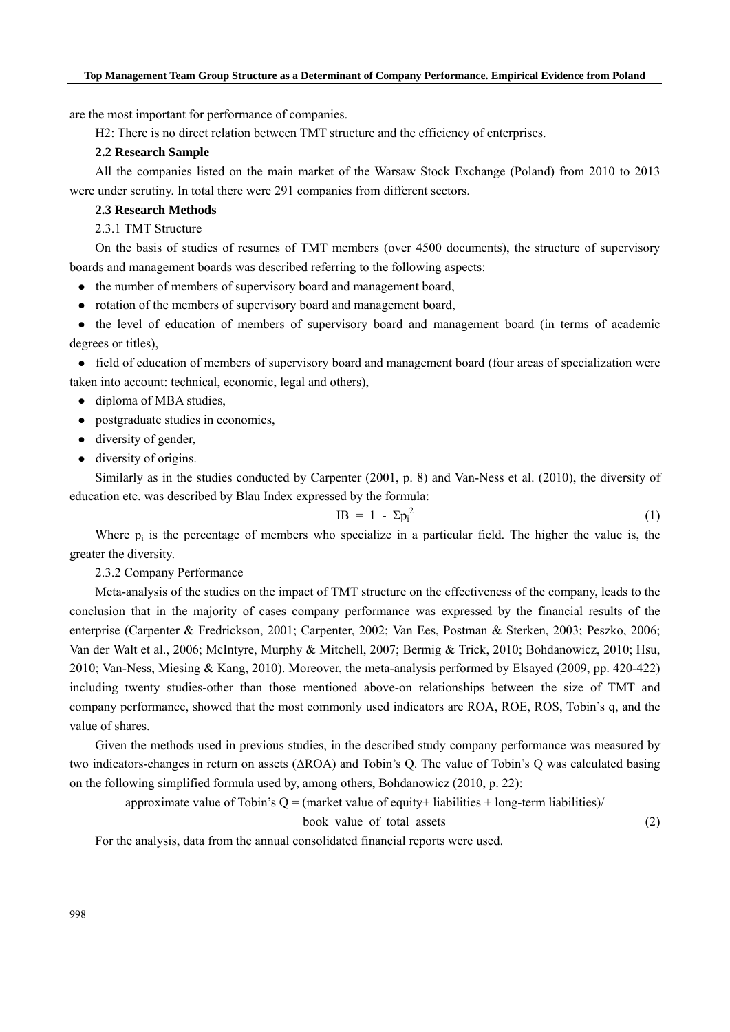are the most important for performance of companies.

H2: There is no direct relation between TMT structure and the efficiency of enterprises.

### 2.2 Research Sample

All the companies listed on the main market of the Warsaw Stock Exchange (Poland) from 2010 to 2013 were under scrutiny. In total there were 291 companies from different sectors.

### 2.3 Research Methods

#### 2.3.1 TMT Structure

On the basis of studies of resumes of TMT members (over 4500 documents), the structure of supervisory boards and management boards was described referring to the following aspects:

- the number of members of supervisory board and management board,
- rotation of the members of supervisory board and management board,
- the level of education of members of supervisory board and management board (in terms of academic degrees or titles),
- field of education of members of supervisory board and management board (four areas of specialization were taken into account: technical, economic, legal and others),
- diploma of MBA studies,
- postgraduate studies in economics,
- diversity of gender,
- diversity of origins.

Similarly as in the studies conducted by Carpenter (2001, p. 8) and Van-Ness et al. (2010), the diversity of education etc. was described by Blau Index expressed by the formula:

$$IB = 1 - \Sigma p_i^2 \tag{1}$$

Where $p_i$ is the percentage of members who specialize in a particular field. The higher the value is, the greater the diversity.

#### 2.3.2 Company Performance

Meta-analysis of the studies on the impact of TMT structure on the effectiveness of the company, leads to the conclusion that in the majority of cases company performance was expressed by the financial results of the enterprise (Carpenter & Fredrickson, 2001; Carpenter, 2002; Van Ees, Postman & Sterken, 2003; Peszko, 2006; Van der Walt et al., 2006; McIntyre, Murphy & Mitchell, 2007; Bermig & Trick, 2010; Bohdanowicz, 2010; Hsu, 2010; Van-Ness, Miesing & Kang, 2010). Moreover, the meta-analysis performed by Elsayed (2009, pp. 420-422) including twenty studies-other than those mentioned above-on relationships between the size of TMT and company performance, showed that the most commonly used indicators are ROA, ROE, ROS, Tobin's q, and the value of shares.

Given the methods used in previous studies, in the described study company performance was measured by two indicators-changes in return on assets (ΔROA) and Tobin's Q. The value of Tobin's Q was calculated basing on the following simplified formula used by, among others, Bohdanowicz (2010, p. 22):

$$\text{approximate value of Tobin's } Q = (\text{market value of equity} + \text{liabilities} + \text{long-term liabilities}) / \text{book value of total assets} \tag{2}$$

For the analysis, data from the annual consolidated financial reports were used.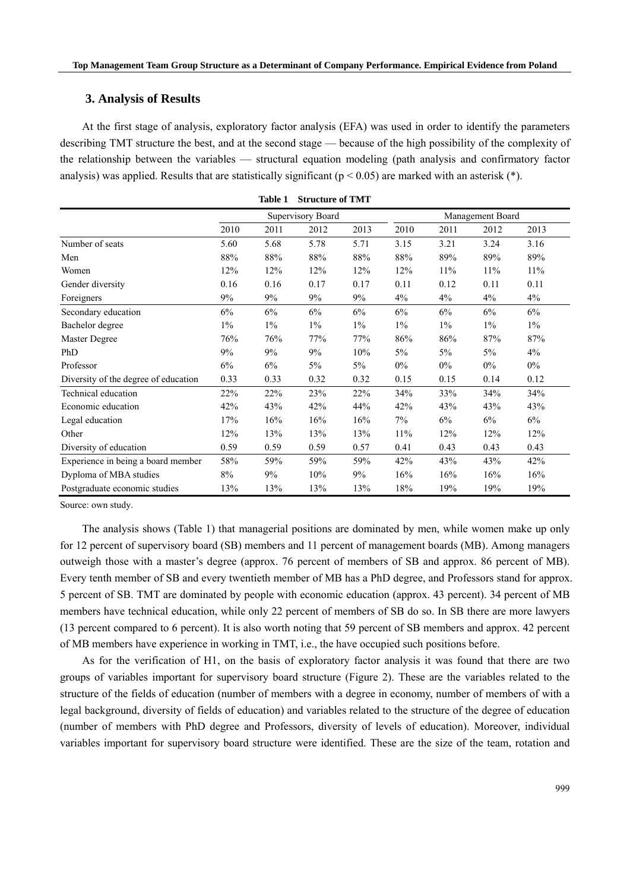## 3. Analysis of Results

At the first stage of analysis, exploratory factor analysis (EFA) was used in order to identify the parameters describing TMT structure the best, and at the second stage — because of the high possibility of the complexity of the relationship between the variables — structural equation modeling (path analysis and confirmatory factor analysis) was applied. Results that are statistically significant ($p < 0.05$) are marked with an asterisk (*).

**Table 1 Structure of TMT**

| | Supervisory Board | | | | Management Board | | | |
|---|---|---|---|---|---|---|---|---|
| | 2010 | 2011 | 2012 | 2013 | 2010 | 2011 | 2012 | 2013 |
| Number of seats | 5.60 | 5.68 | 5.78 | 5.71 | 3.15 | 3.21 | 3.24 | 3.16 |
| Men | 88% | 88% | 88% | 88% | 88% | 89% | 89% | 89% |
| Women | 12% | 12% | 12% | 12% | 12% | 11% | 11% | 11% |
| Gender diversity | 0.16 | 0.16 | 0.17 | 0.17 | 0.11 | 0.12 | 0.11 | 0.11 |
| Foreigners | 9% | 9% | 9% | 9% | 4% | 4% | 4% | 4% |
| Secondary education | 6% | 6% | 6% | 6% | 6% | 6% | 6% | 6% |
| Bachelor degree | 1% | 1% | 1% | 1% | 1% | 1% | 1% | 1% |
| Master Degree | 76% | 76% | 77% | 77% | 86% | 86% | 87% | 87% |
| PhD | 9% | 9% | 9% | 10% | 5% | 5% | 5% | 4% |
| Professor | 6% | 6% | 5% | 5% | 0% | 0% | 0% | 0% |
| Diversity of the degree of education | 0.33 | 0.33 | 0.32 | 0.32 | 0.15 | 0.15 | 0.14 | 0.12 |
| Technical education | 22% | 22% | 23% | 22% | 34% | 33% | 34% | 34% |
| Economic education | 42% | 43% | 42% | 44% | 42% | 43% | 43% | 43% |
| Legal education | 17% | 16% | 16% | 16% | 7% | 6% | 6% | 6% |
| Other | 12% | 13% | 13% | 13% | 11% | 12% | 12% | 12% |
| Diversity of education | 0.59 | 0.59 | 0.59 | 0.57 | 0.41 | 0.43 | 0.43 | 0.43 |
| Experience in being a board member | 58% | 59% | 59% | 59% | 42% | 43% | 43% | 42% |
| Dyploma of MBA studies | 8% | 9% | 10% | 9% | 16% | 16% | 16% | 16% |
| Postgraduate economic studies | 13% | 13% | 13% | 13% | 18% | 19% | 19% | 19% |

Source: own study.

The analysis shows (Table 1) that managerial positions are dominated by men, while women make up only for 12 percent of supervisory board (SB) members and 11 percent of management boards (MB). Among managers outweigh those with a master's degree (approx. 76 percent of members of SB and approx. 86 percent of MB). Every tenth member of SB and every twentieth member of MB has a PhD degree, and Professors stand for approx. 5 percent of SB. TMT are dominated by people with economic education (approx. 43 percent). 34 percent of MB members have technical education, while only 22 percent of members of SB do so. In SB there are more lawyers (13 percent compared to 6 percent). It is also worth noting that 59 percent of SB members and approx. 42 percent of MB members have experience in working in TMT, i.e., the have occupied such positions before.

As for the verification of H1, on the basis of exploratory factor analysis it was found that there are two groups of variables important for supervisory board structure (Figure 2). These are the variables related to the structure of the fields of education (number of members with a degree in economy, number of members of with a legal background, diversity of fields of education) and variables related to the structure of the degree of education (number of members with PhD degree and Professors, diversity of levels of education). Moreover, individual variables important for supervisory board structure were identified. These are the size of the team, rotation and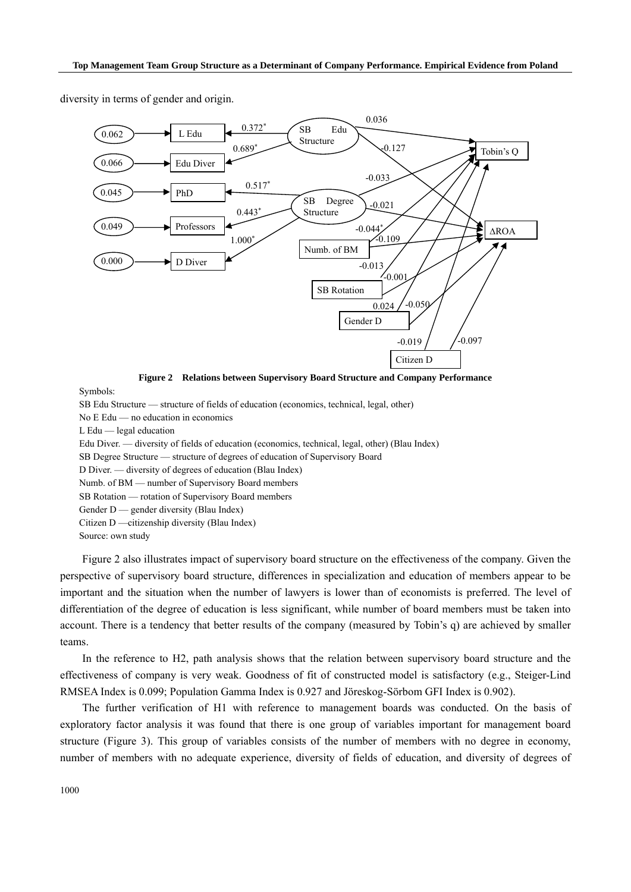diversity in terms of gender and origin.

**Figure 2 Relations between Supervisory Board Structure and Company Performance**

Symbols:

SB Edu Structure — structure of fields of education (economics, technical, legal, other)

No E Edu — no education in economics

L Edu — legal education

Edu Diver. — diversity of fields of education (economics, technical, legal, other) (Blau Index)

SB Degree Structure — structure of degrees of education of Supervisory Board

D Diver. — diversity of degrees of education (Blau Index)

Numb. of BM — number of Supervisory Board members

SB Rotation — rotation of Supervisory Board members

Gender D — gender diversity (Blau Index)

Citizen D —citizenship diversity (Blau Index)

Source: own study

Figure 2 also illustrates impact of supervisory board structure on the effectiveness of the company. Given the perspective of supervisory board structure, differences in specialization and education of members appear to be important and the situation when the number of lawyers is lower than of economists is preferred. The level of differentiation of the degree of education is less significant, while number of board members must be taken into account. There is a tendency that better results of the company (measured by Tobin's q) are achieved by smaller teams.

In the reference to H2, path analysis shows that the relation between supervisory board structure and the effectiveness of company is very weak. Goodness of fit of constructed model is satisfactory (e.g., Steiger-Lind RMSEA Index is 0.099; Population Gamma Index is 0.927 and Jöreskog-Sörbom GFI Index is 0.902).

The further verification of H1 with reference to management boards was conducted. On the basis of exploratory factor analysis it was found that there is one group of variables important for management board structure (Figure 3). This group of variables consists of the number of members with no degree in economy, number of members with no adequate experience, diversity of fields of education, and diversity of degrees of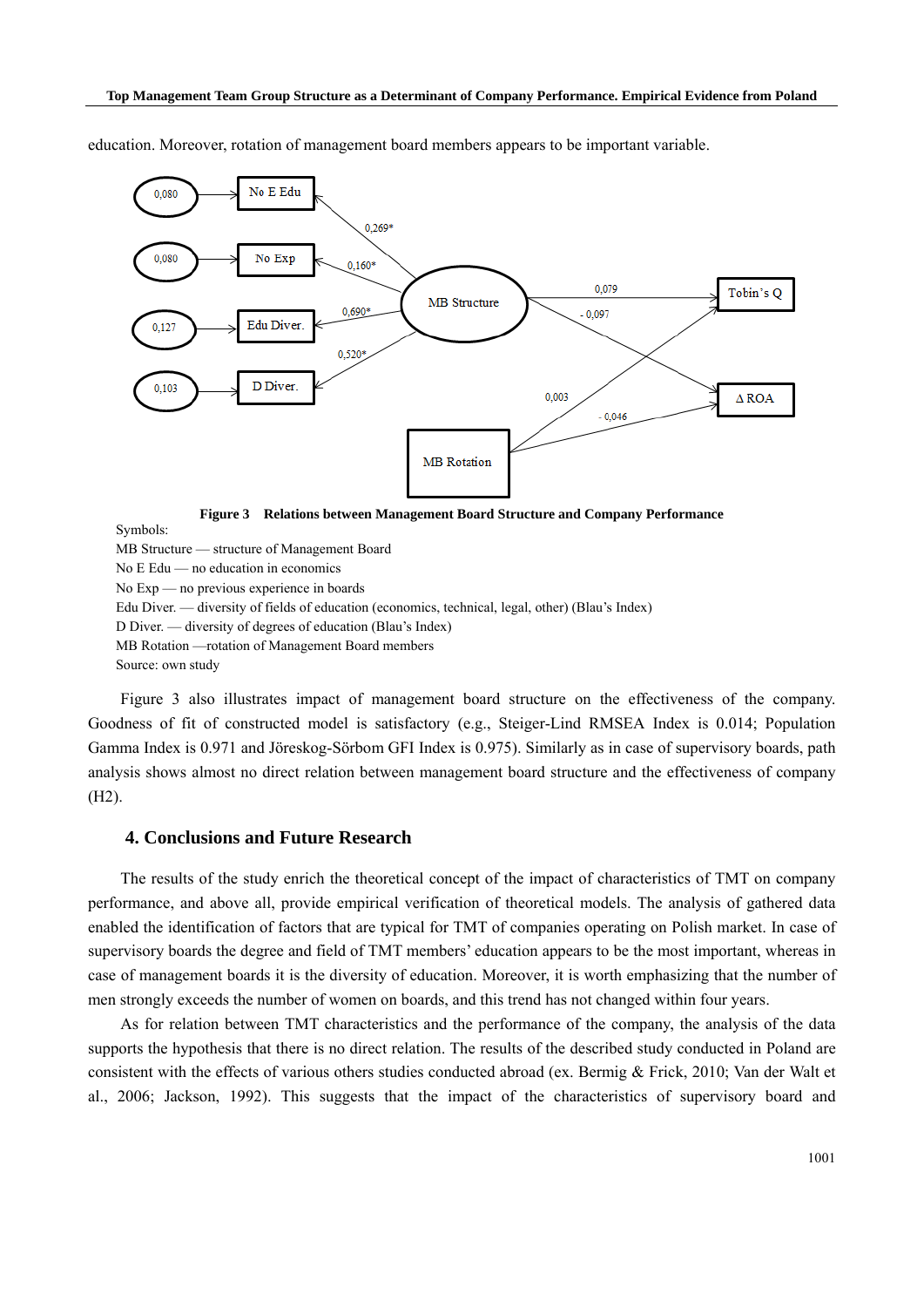education. Moreover, rotation of management board members appears to be important variable.

**Figure 3 Relations between Management Board Structure and Company Performance**

Symbols:

MB Structure — structure of Management Board

No E Edu — no education in economics

No Exp — no previous experience in boards

Edu Diver. — diversity of fields of education (economics, technical, legal, other) (Blau's Index)

D Diver. — diversity of degrees of education (Blau's Index)

MB Rotation —rotation of Management Board members

Source: own study

Figure 3 also illustrates impact of management board structure on the effectiveness of the company. Goodness of fit of constructed model is satisfactory (e.g., Steiger-Lind RMSEA Index is 0.014; Population Gamma Index is 0.971 and Jöreskog-Sörbom GFI Index is 0.975). Similarly as in case of supervisory boards, path analysis shows almost no direct relation between management board structure and the effectiveness of company (H2).

## 4. Conclusions and Future Research

The results of the study enrich the theoretical concept of the impact of characteristics of TMT on company performance, and above all, provide empirical verification of theoretical models. The analysis of gathered data enabled the identification of factors that are typical for TMT of companies operating on Polish market. In case of supervisory boards the degree and field of TMT members' education appears to be the most important, whereas in case of management boards it is the diversity of education. Moreover, it is worth emphasizing that the number of men strongly exceeds the number of women on boards, and this trend has not changed within four years.

As for relation between TMT characteristics and the performance of the company, the analysis of the data supports the hypothesis that there is no direct relation. The results of the described study conducted in Poland are consistent with the effects of various others studies conducted abroad (ex. Bermig & Frick, 2010; Van der Walt et al., 2006; Jackson, 1992). This suggests that the impact of the characteristics of supervisory board and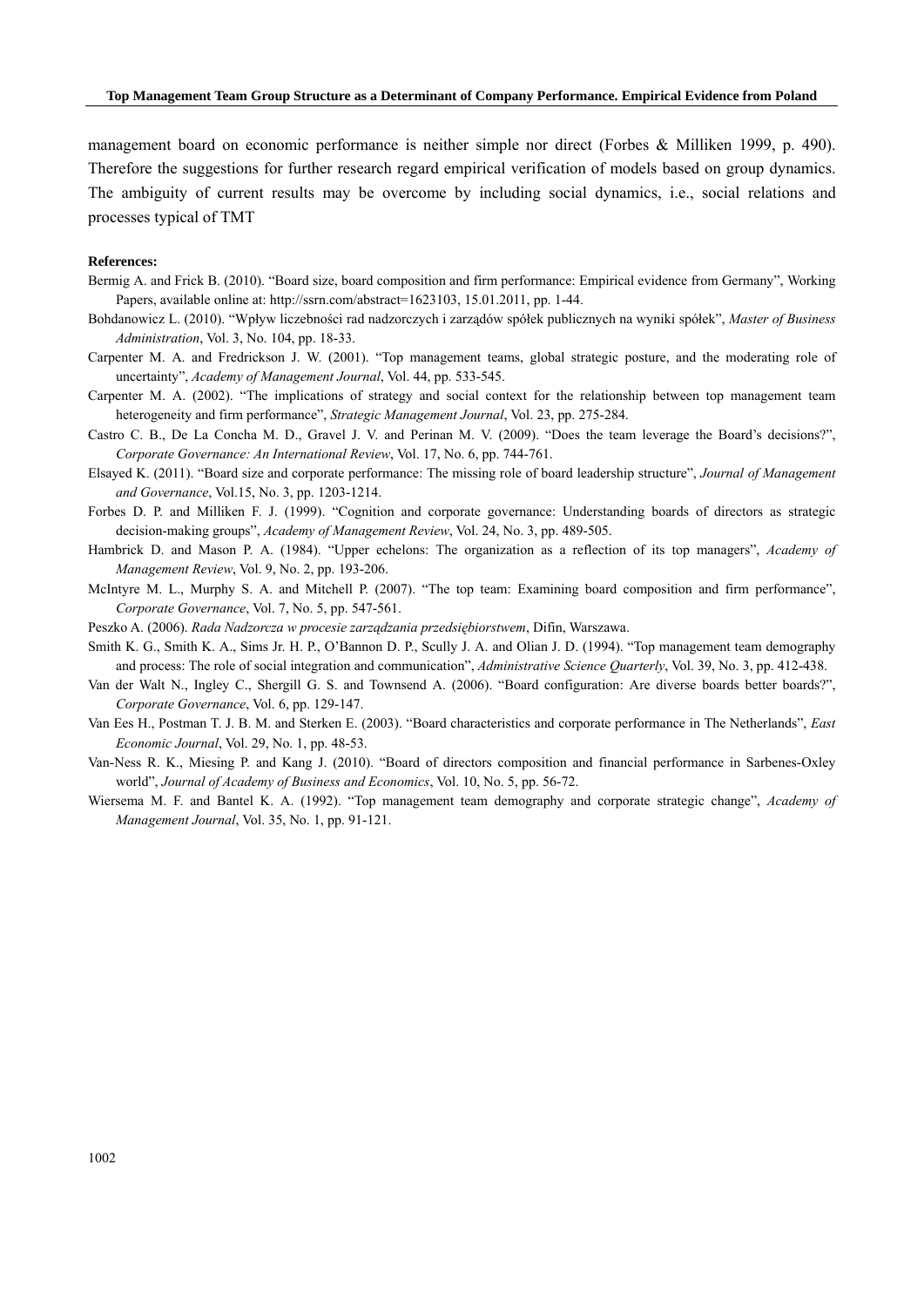management board on economic performance is neither simple nor direct (Forbes & Milliken 1999, p. 490). Therefore the suggestions for further research regard empirical verification of models based on group dynamics. The ambiguity of current results may be overcome by including social dynamics, i.e., social relations and processes typical of TMT

**References:**

Bermig A. and Frick B. (2010). "Board size, board composition and firm performance: Empirical evidence from Germany", Working Papers, available online at: http://ssrn.com/abstract=1623103, 15.01.2011, pp. 1-44.

Bohdanowicz L. (2010). "Wpływ liczebności rad nadzorczych i zarządów spółek publicznych na wyniki spółek", *Master of Business Administration*, Vol. 3, No. 104, pp. 18-33.

Carpenter M. A. and Fredrickson J. W. (2001). "Top management teams, global strategic posture, and the moderating role of uncertainty", *Academy of Management Journal*, Vol. 44, pp. 533-545.

Carpenter M. A. (2002). "The implications of strategy and social context for the relationship between top management team heterogeneity and firm performance", *Strategic Management Journal*, Vol. 23, pp. 275-284.

Castro C. B., De La Concha M. D., Gravel J. V. and Perinan M. V. (2009). "Does the team leverage the Board's decisions?", *Corporate Governance: An International Review*, Vol. 17, No. 6, pp. 744-761.

Elsayed K. (2011). "Board size and corporate performance: The missing role of board leadership structure", *Journal of Management and Governance*, Vol.15, No. 3, pp. 1203-1214.

Forbes D. P. and Milliken F. J. (1999). "Cognition and corporate governance: Understanding boards of directors as strategic decision-making groups", *Academy of Management Review*, Vol. 24, No. 3, pp. 489-505.

Hambrick D. and Mason P. A. (1984). "Upper echelons: The organization as a reflection of its top managers", *Academy of Management Review*, Vol. 9, No. 2, pp. 193-206.

McIntyre M. L., Murphy S. A. and Mitchell P. (2007). "The top team: Examining board composition and firm performance", *Corporate Governance*, Vol. 7, No. 5, pp. 547-561.

Peszko A. (2006). *Rada Nadzorcza w procesie zarządzania przedsiębiorstwem*, Difin, Warszawa.

Smith K. G., Smith K. A., Sims Jr. H. P., O'Bannon D. P., Scully J. A. and Olian J. D. (1994). "Top management team demography and process: The role of social integration and communication", *Administrative Science Quarterly*, Vol. 39, No. 3, pp. 412-438.

Van der Walt N., Ingley C., Shergill G. S. and Townsend A. (2006). "Board configuration: Are diverse boards better boards?", *Corporate Governance*, Vol. 6, pp. 129-147.

Van Ees H., Postman T. J. B. M. and Sterken E. (2003). "Board characteristics and corporate performance in The Netherlands", *East Economic Journal*, Vol. 29, No. 1, pp. 48-53.

Van-Ness R. K., Miesing P. and Kang J. (2010). "Board of directors composition and financial performance in Sarbenes-Oxley world", *Journal of Academy of Business and Economics*, Vol. 10, No. 5, pp. 56-72.

Wiersema M. F. and Bantel K. A. (1992). "Top management team demography and corporate strategic change", *Academy of Management Journal*, Vol. 35, No. 1, pp. 91-121.